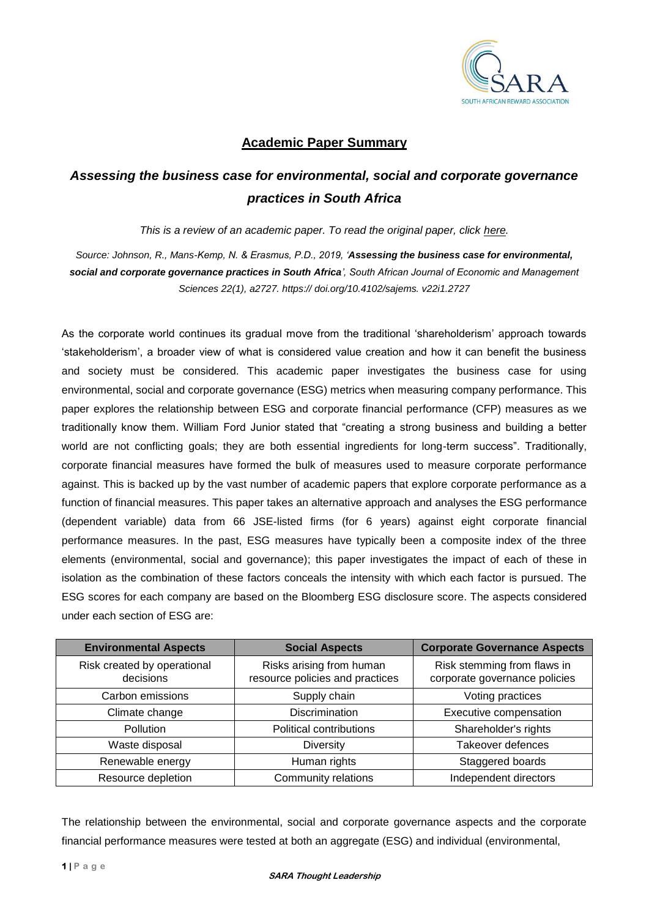## Academic Paper Summary

## *Assessing the business case for environmental, social and corporate governance practices in South Africa*

*This is a review of an academic paper. To read the original paper, click here.*

*Source: Johnson, R., Mans-Kemp, N. & Erasmus, P.D., 2019, '**Assessing the business case for environmental, social and corporate governance practices in South Africa**', South African Journal of Economic and Management Sciences 22(1), a2727. https:// doi.org/10.4102/sajems. v22i1.2727*

As the corporate world continues its gradual move from the traditional 'shareholderism' approach towards 'stakeholderism', a broader view of what is considered value creation and how it can benefit the business and society must be considered. This academic paper investigates the business case for using environmental, social and corporate governance (ESG) metrics when measuring company performance. This paper explores the relationship between ESG and corporate financial performance (CFP) measures as we traditionally know them. William Ford Junior stated that "creating a strong business and building a better world are not conflicting goals; they are both essential ingredients for long-term success". Traditionally, corporate financial measures have formed the bulk of measures used to measure corporate performance against. This is backed up by the vast number of academic papers that explore corporate performance as a function of financial measures. This paper takes an alternative approach and analyses the ESG performance (dependent variable) data from 66 JSE-listed firms (for 6 years) against eight corporate financial performance measures. In the past, ESG measures have typically been a composite index of the three elements (environmental, social and governance); this paper investigates the impact of each of these in isolation as the combination of these factors conceals the intensity with which each factor is pursued. The ESG scores for each company are based on the Bloomberg ESG disclosure score. The aspects considered under each section of ESG are:

| Environmental Aspects | Social Aspects | Corporate Governance Aspects |
|---|---|---|
| Risk created by operational decisions | Risks arising from human resource policies and practices | Risk stemming from flaws in corporate governance policies |
| Carbon emissions | Supply chain | Voting practices |
| Climate change | Discrimination | Executive compensation |
| Pollution | Political contributions | Shareholder's rights |
| Waste disposal | Diversity | Takeover defences |
| Renewable energy | Human rights | Staggered boards |
| Resource depletion | Community relations | Independent directors |

The relationship between the environmental, social and corporate governance aspects and the corporate financial performance measures were tested at both an aggregate (ESG) and individual (environmental,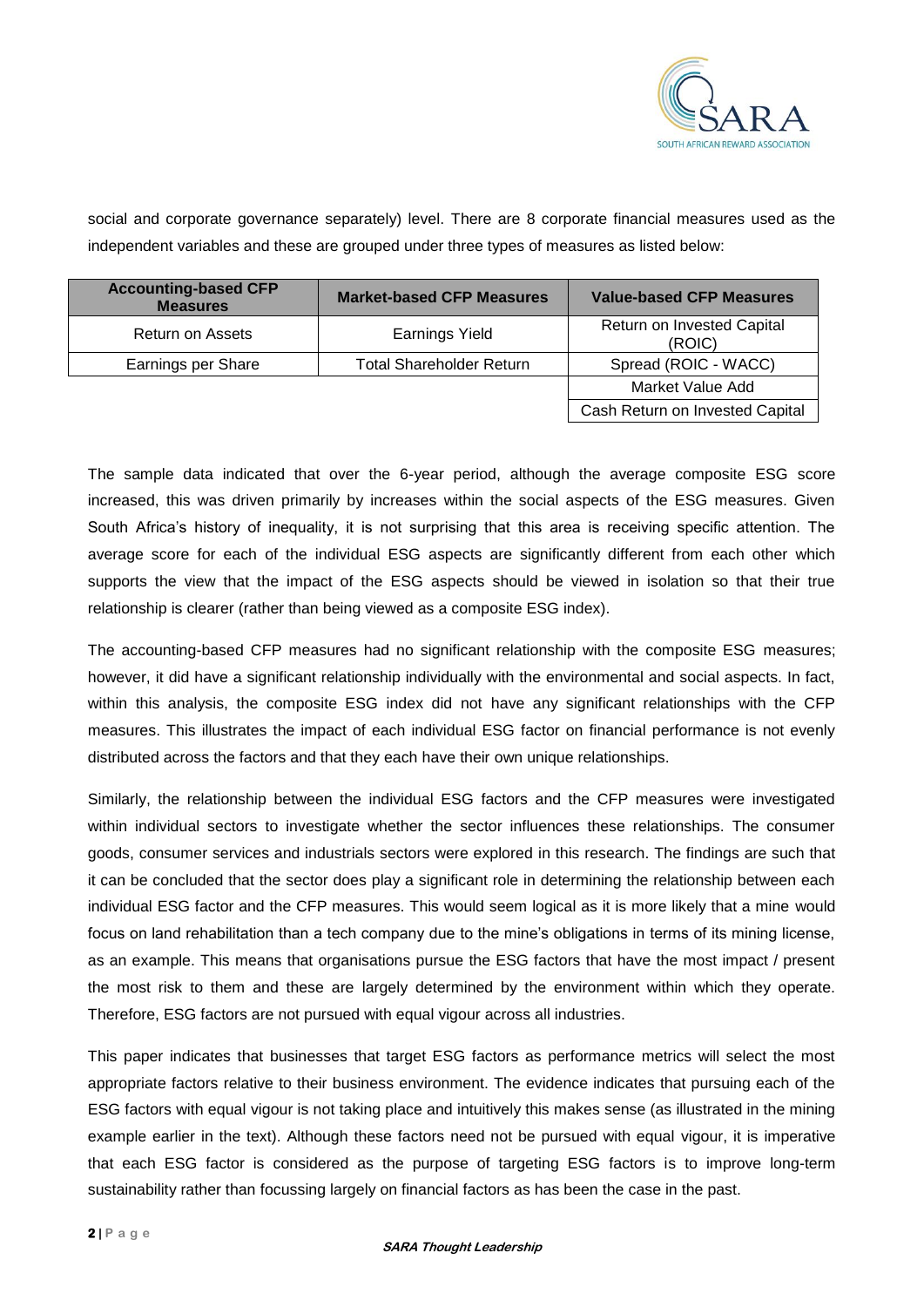social and corporate governance separately) level. There are 8 corporate financial measures used as the independent variables and these are grouped under three types of measures as listed below:

| Accounting-based CFP Measures | Market-based CFP Measures | Value-based CFP Measures |
|---|---|---|
| Return on Assets | Earnings Yield | Return on Invested Capital (ROIC) |
| Earnings per Share | Total Shareholder Return | Spread (ROIC - WACC) |
| | | Market Value Add |
| | | Cash Return on Invested Capital |

The sample data indicated that over the 6-year period, although the average composite ESG score increased, this was driven primarily by increases within the social aspects of the ESG measures. Given South Africa's history of inequality, it is not surprising that this area is receiving specific attention. The average score for each of the individual ESG aspects are significantly different from each other which supports the view that the impact of the ESG aspects should be viewed in isolation so that their true relationship is clearer (rather than being viewed as a composite ESG index).

The accounting-based CFP measures had no significant relationship with the composite ESG measures; however, it did have a significant relationship individually with the environmental and social aspects. In fact, within this analysis, the composite ESG index did not have any significant relationships with the CFP measures. This illustrates the impact of each individual ESG factor on financial performance is not evenly distributed across the factors and that they each have their own unique relationships.

Similarly, the relationship between the individual ESG factors and the CFP measures were investigated within individual sectors to investigate whether the sector influences these relationships. The consumer goods, consumer services and industrials sectors were explored in this research. The findings are such that it can be concluded that the sector does play a significant role in determining the relationship between each individual ESG factor and the CFP measures. This would seem logical as it is more likely that a mine would focus on land rehabilitation than a tech company due to the mine's obligations in terms of its mining license, as an example. This means that organisations pursue the ESG factors that have the most impact / present the most risk to them and these are largely determined by the environment within which they operate. Therefore, ESG factors are not pursued with equal vigour across all industries.

This paper indicates that businesses that target ESG factors as performance metrics will select the most appropriate factors relative to their business environment. The evidence indicates that pursuing each of the ESG factors with equal vigour is not taking place and intuitively this makes sense (as illustrated in the mining example earlier in the text). Although these factors need not be pursued with equal vigour, it is imperative that each ESG factor is considered as the purpose of targeting ESG factors is to improve long-term sustainability rather than focussing largely on financial factors as has been the case in the past.